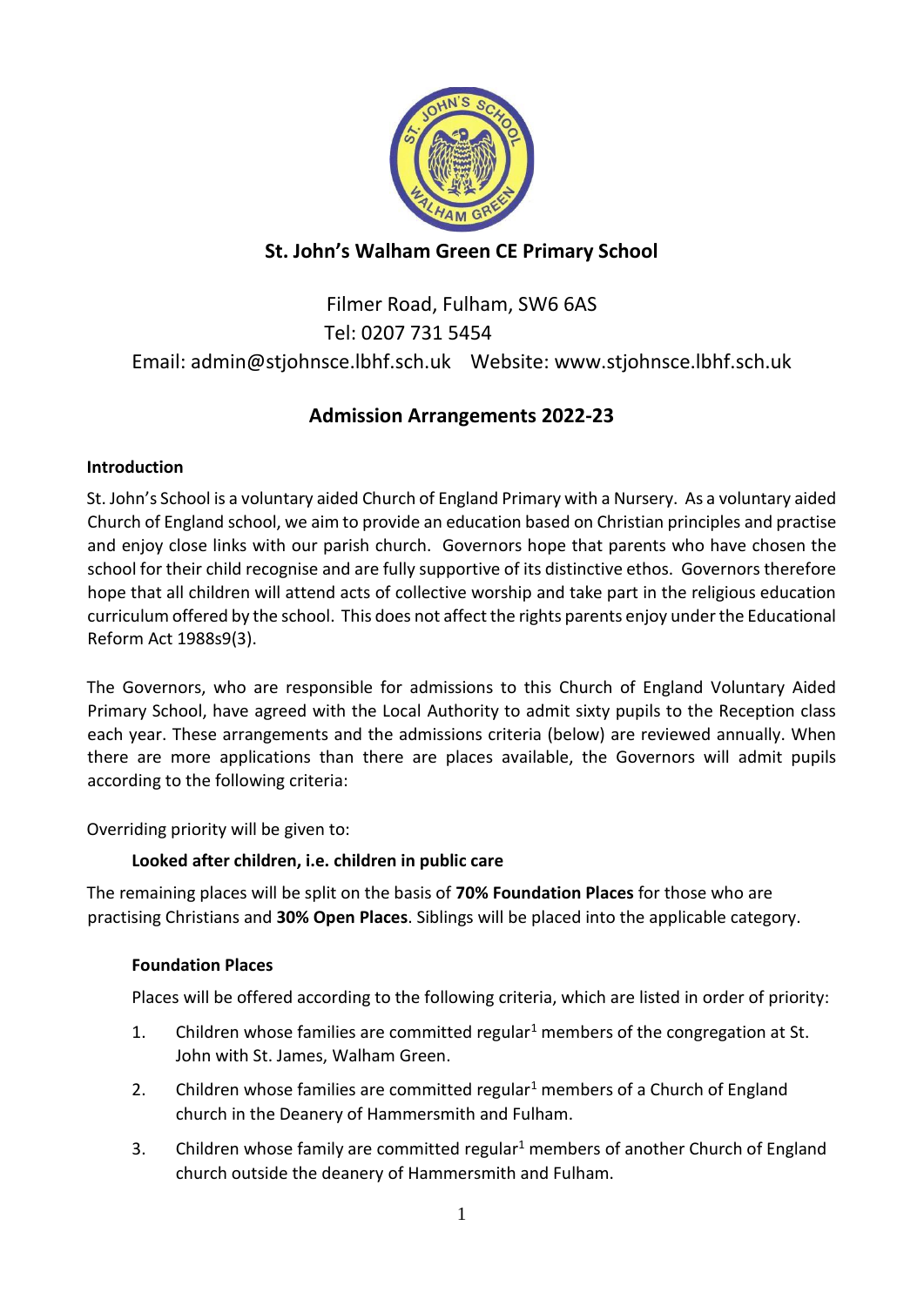# St. John's Walham Green CE Primary School

Filmer Road, Fulham, SW6 6AS
Tel: 0207 731 5454
Email: admin@stjohnsce.lbhf.sch.uk Website: www.stjohnsce.lbhf.sch.uk

## Admission Arrangements 2022-23

### Introduction

St. John's School is a voluntary aided Church of England Primary with a Nursery. As a voluntary aided Church of England school, we aim to provide an education based on Christian principles and practise and enjoy close links with our parish church. Governors hope that parents who have chosen the school for their child recognise and are fully supportive of its distinctive ethos. Governors therefore hope that all children will attend acts of collective worship and take part in the religious education curriculum offered by the school. This does not affect the rights parents enjoy under the Educational Reform Act 1988s9(3).

The Governors, who are responsible for admissions to this Church of England Voluntary Aided Primary School, have agreed with the Local Authority to admit sixty pupils to the Reception class each year. These arrangements and the admissions criteria (below) are reviewed annually. When there are more applications than there are places available, the Governors will admit pupils according to the following criteria:

Overriding priority will be given to:

**Looked after children, i.e. children in public care**

The remaining places will be split on the basis of **70% Foundation Places** for those who are practising Christians and **30% Open Places**. Siblings will be placed into the applicable category.

#### Foundation Places

Places will be offered according to the following criteria, which are listed in order of priority:

1. Children whose families are committed regular[1] members of the congregation at St. John with St. James, Walham Green.
2. Children whose families are committed regular[1] members of a Church of England church in the Deanery of Hammersmith and Fulham.
3. Children whose family are committed regular[1] members of another Church of England church outside the deanery of Hammersmith and Fulham.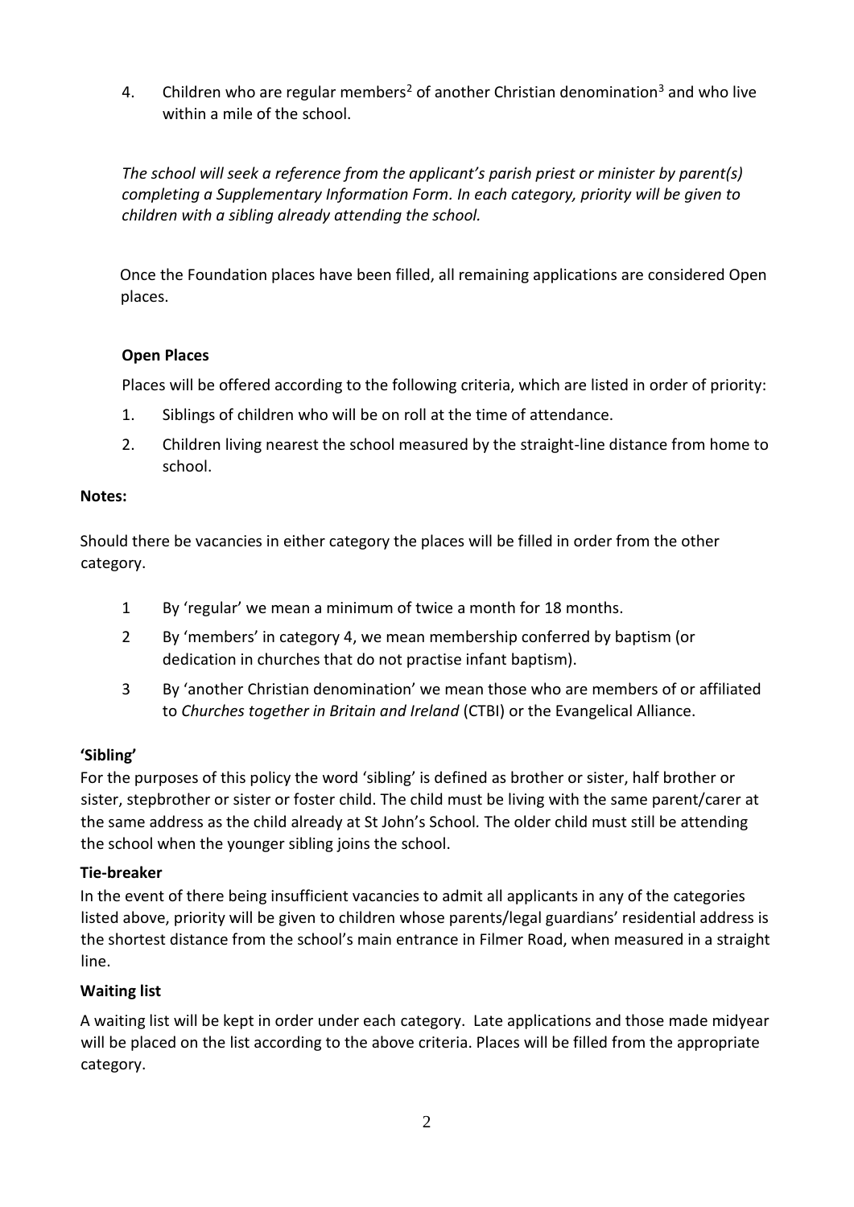4. Children who are regular members[2] of another Christian denomination[3] and who live within a mile of the school.

*The school will seek a reference from the applicant's parish priest or minister by parent(s) completing a Supplementary Information Form. In each category, priority will be given to children with a sibling already attending the school.*

Once the Foundation places have been filled, all remaining applications are considered Open places.

**Open Places**

Places will be offered according to the following criteria, which are listed in order of priority:

1. Siblings of children who will be on roll at the time of attendance.
2. Children living nearest the school measured by the straight-line distance from home to school.

**Notes:**

Should there be vacancies in either category the places will be filled in order from the other category.

1 By 'regular' we mean a minimum of twice a month for 18 months.

2 By 'members' in category 4, we mean membership conferred by baptism (or dedication in churches that do not practise infant baptism).

3 By 'another Christian denomination' we mean those who are members of or affiliated to *Churches together in Britain and Ireland* (CTBI) or the Evangelical Alliance.

**'Sibling'**

For the purposes of this policy the word 'sibling' is defined as brother or sister, half brother or sister, stepbrother or sister or foster child. The child must be living with the same parent/carer at the same address as the child already at St John's School. The older child must still be attending the school when the younger sibling joins the school.

**Tie-breaker**

In the event of there being insufficient vacancies to admit all applicants in any of the categories listed above, priority will be given to children whose parents/legal guardians' residential address is the shortest distance from the school's main entrance in Filmer Road, when measured in a straight line.

**Waiting list**

A waiting list will be kept in order under each category. Late applications and those made midyear will be placed on the list according to the above criteria. Places will be filled from the appropriate category.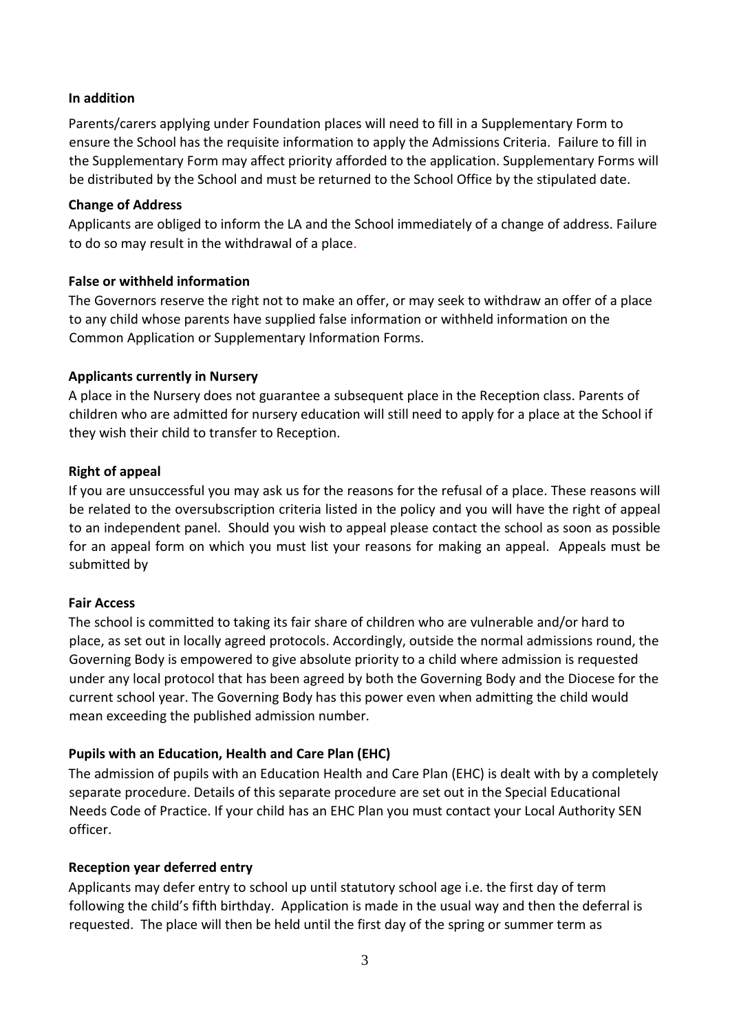**In addition**

Parents/carers applying under Foundation places will need to fill in a Supplementary Form to ensure the School has the requisite information to apply the Admissions Criteria. Failure to fill in the Supplementary Form may affect priority afforded to the application. Supplementary Forms will be distributed by the School and must be returned to the School Office by the stipulated date.

**Change of Address**

Applicants are obliged to inform the LA and the School immediately of a change of address. Failure to do so may result in the withdrawal of a place.

**False or withheld information**

The Governors reserve the right not to make an offer, or may seek to withdraw an offer of a place to any child whose parents have supplied false information or withheld information on the Common Application or Supplementary Information Forms.

**Applicants currently in Nursery**

A place in the Nursery does not guarantee a subsequent place in the Reception class. Parents of children who are admitted for nursery education will still need to apply for a place at the School if they wish their child to transfer to Reception.

**Right of appeal**

If you are unsuccessful you may ask us for the reasons for the refusal of a place. These reasons will be related to the oversubscription criteria listed in the policy and you will have the right of appeal to an independent panel. Should you wish to appeal please contact the school as soon as possible for an appeal form on which you must list your reasons for making an appeal. Appeals must be submitted by

**Fair Access**

The school is committed to taking its fair share of children who are vulnerable and/or hard to place, as set out in locally agreed protocols. Accordingly, outside the normal admissions round, the Governing Body is empowered to give absolute priority to a child where admission is requested under any local protocol that has been agreed by both the Governing Body and the Diocese for the current school year. The Governing Body has this power even when admitting the child would mean exceeding the published admission number.

**Pupils with an Education, Health and Care Plan (EHC)**

The admission of pupils with an Education Health and Care Plan (EHC) is dealt with by a completely separate procedure. Details of this separate procedure are set out in the Special Educational Needs Code of Practice. If your child has an EHC Plan you must contact your Local Authority SEN officer.

**Reception year deferred entry**

Applicants may defer entry to school up until statutory school age i.e. the first day of term following the child's fifth birthday. Application is made in the usual way and then the deferral is requested. The place will then be held until the first day of the spring or summer term as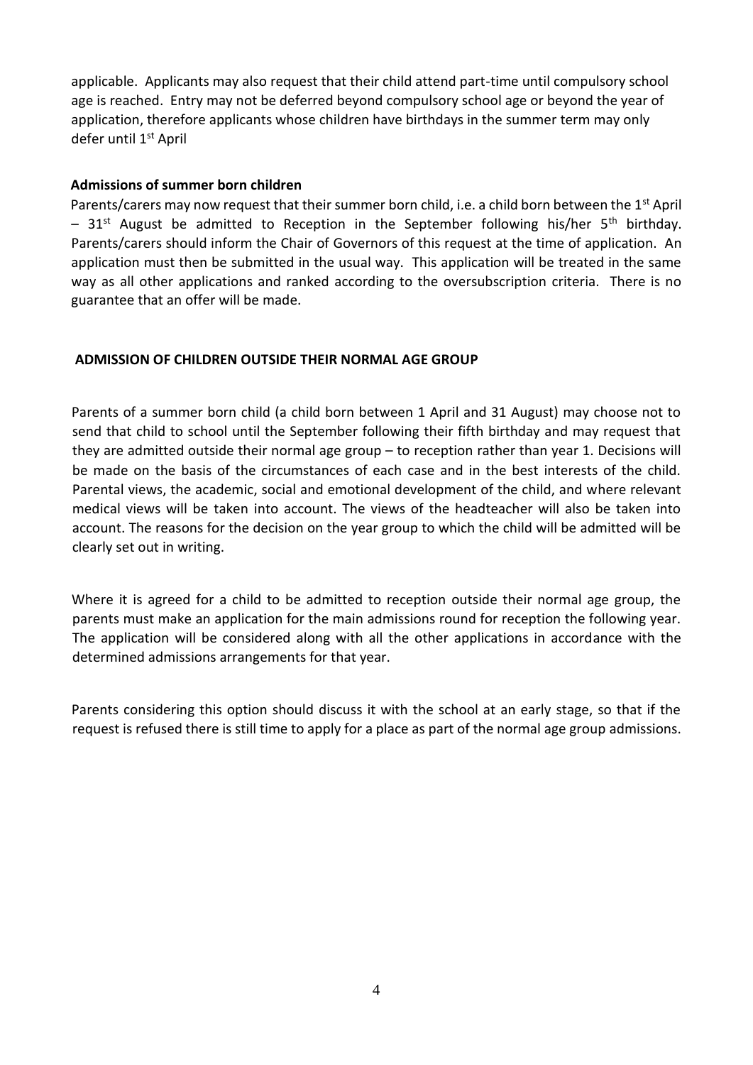applicable. Applicants may also request that their child attend part-time until compulsory school age is reached. Entry may not be deferred beyond compulsory school age or beyond the year of application, therefore applicants whose children have birthdays in the summer term may only defer until 1st April

**Admissions of summer born children**

Parents/carers may now request that their summer born child, i.e. a child born between the 1st April – 31st August be admitted to Reception in the September following his/her 5th birthday. Parents/carers should inform the Chair of Governors of this request at the time of application. An application must then be submitted in the usual way. This application will be treated in the same way as all other applications and ranked according to the oversubscription criteria. There is no guarantee that an offer will be made.

**ADMISSION OF CHILDREN OUTSIDE THEIR NORMAL AGE GROUP**

Parents of a summer born child (a child born between 1 April and 31 August) may choose not to send that child to school until the September following their fifth birthday and may request that they are admitted outside their normal age group – to reception rather than year 1. Decisions will be made on the basis of the circumstances of each case and in the best interests of the child. Parental views, the academic, social and emotional development of the child, and where relevant medical views will be taken into account. The views of the headteacher will also be taken into account. The reasons for the decision on the year group to which the child will be admitted will be clearly set out in writing.

Where it is agreed for a child to be admitted to reception outside their normal age group, the parents must make an application for the main admissions round for reception the following year. The application will be considered along with all the other applications in accordance with the determined admissions arrangements for that year.

Parents considering this option should discuss it with the school at an early stage, so that if the request is refused there is still time to apply for a place as part of the normal age group admissions.